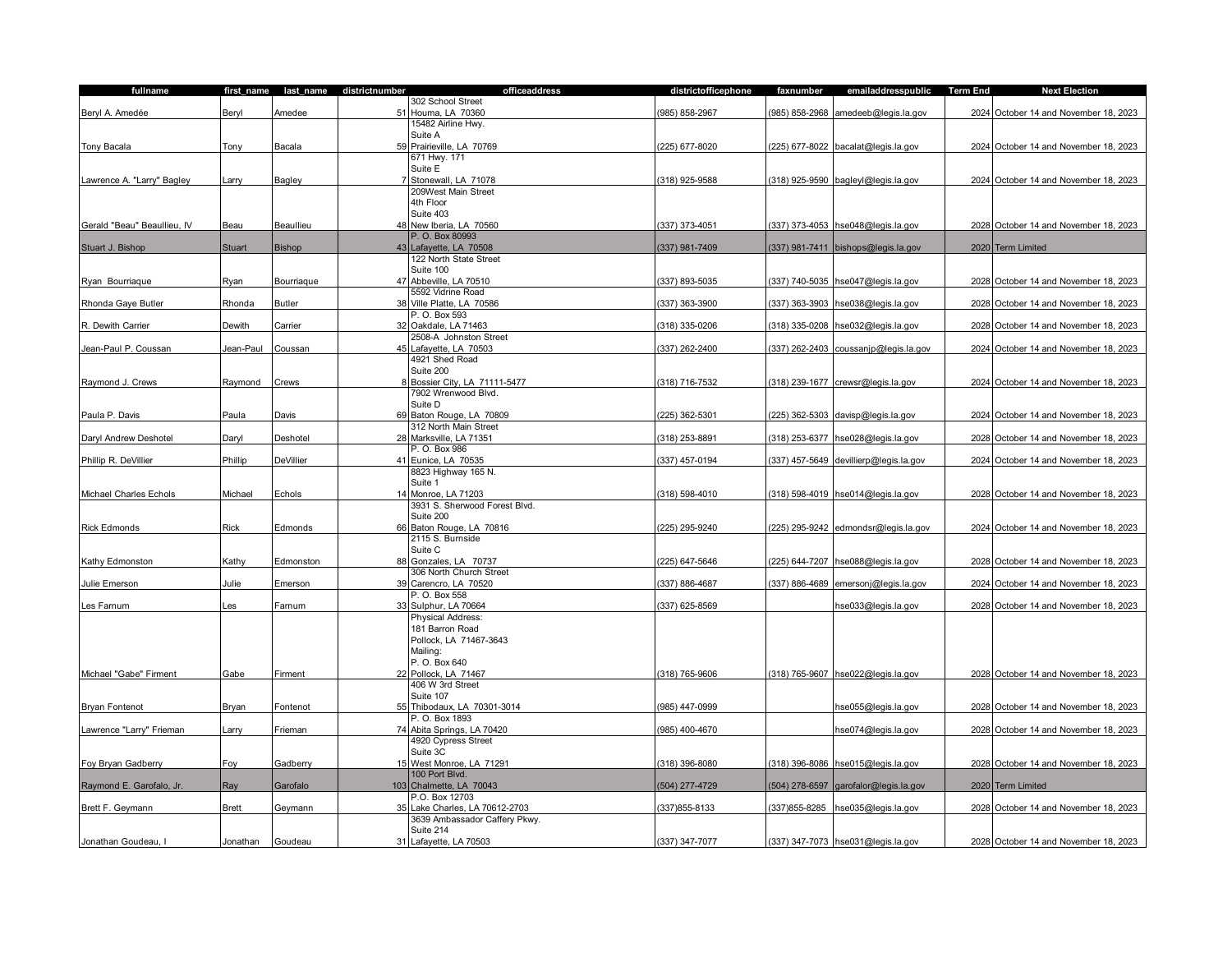| fullname | first_name | last_name | districtnumber | officeaddress | districtofficephone | faxnumber | emailaddresspublic | Term End | Next Election |
|---|---|---|---|---|---|---|---|---|---|
| Beryl A. Amedée | Beryl | Amedee | 51 | 302 School Street<br>Houma, LA 70360 | (985) 858-2967 | (985) 858-2968 | amedeeb@legis.la.gov | 2024 | October 14 and November 18, 2023 |
| Tony Bacala | Tony | Bacala | 59 | 15482 Airline Hwy.<br>Suite A<br>Prairieville, LA 70769 | (225) 677-8020 | (225) 677-8022 | bacalat@legis.la.gov | 2024 | October 14 and November 18, 2023 |
| Lawrence A. "Larry" Bagley | Larry | Bagley | 7 | 671 Hwy. 171<br>Suite E<br>Stonewall, LA 71078 | (318) 925-9588 | (318) 925-9590 | bagleyl@legis.la.gov | 2024 | October 14 and November 18, 2023 |
| Gerald "Beau" Beaullieu, IV | Beau | Beaullieu | 48 | 209West Main Street<br>4th Floor<br>Suite 403<br>New Iberia, LA 70560 | (337) 373-4051 | (337) 373-4053 | hse048@legis.la.gov | 2028 | October 14 and November 18, 2023 |
| Stuart J. Bishop | Stuart | Bishop | 43 | P. O. Box 80993<br>Lafayette, LA 70508 | (337) 981-7409 | (337) 981-7411 | bishops@legis.la.gov | 2020 | Term Limited |
| Ryan Bourriaque | Ryan | Bourriaque | 47 | 122 North State Street<br>Suite 100<br>Abbeville, LA 70510 | (337) 893-5035 | (337) 740-5035 | hse047@legis.la.gov | 2028 | October 14 and November 18, 2023 |
| Rhonda Gaye Butler | Rhonda | Butler | 38 | 5592 Vidrine Road<br>Ville Platte, LA 70586 | (337) 363-3900 | (337) 363-3903 | hse038@legis.la.gov | 2028 | October 14 and November 18, 2023 |
| R. Dewith Carrier | Dewith | Carrier | 32 | P. O. Box 593<br>Oakdale, LA 71463 | (318) 335-0206 | (318) 335-0208 | hse032@legis.la.gov | 2028 | October 14 and November 18, 2023 |
| Jean-Paul P. Coussan | Jean-Paul | Coussan | 45 | 2508-A Johnston Street<br>Lafayette, LA 70503 | (337) 262-2400 | (337) 262-2403 | coussanjp@legis.la.gov | 2024 | October 14 and November 18, 2023 |
| Raymond J. Crews | Raymond | Crews | 8 | 4921 Shed Road<br>Suite 200<br>Bossier City, LA 71111-5477 | (318) 716-7532 | (318) 239-1677 | crewsr@legis.la.gov | 2024 | October 14 and November 18, 2023 |
| Paula P. Davis | Paula | Davis | 69 | 7902 Wrenwood Blvd.<br>Suite D<br>Baton Rouge, LA 70809 | (225) 362-5301 | (225) 362-5303 | davisp@legis.la.gov | 2024 | October 14 and November 18, 2023 |
| Daryl Andrew Deshotel | Daryl | Deshotel | 28 | 312 North Main Street<br>Marksville, LA 71351 | (318) 253-8891 | (318) 253-6377 | hse028@legis.la.gov | 2028 | October 14 and November 18, 2023 |
| Phillip R. DeVillier | Phillip | DeVillier | 41 | P. O. Box 986<br>Eunice, LA 70535 | (337) 457-0194 | (337) 457-5649 | devillierp@legis.la.gov | 2024 | October 14 and November 18, 2023 |
| Michael Charles Echols | Michael | Echols | 14 | 8823 Highway 165 N.<br>Suite 1<br>Monroe, LA 71203 | (318) 598-4010 | (318) 598-4019 | hse014@legis.la.gov | 2028 | October 14 and November 18, 2023 |
| Rick Edmonds | Rick | Edmonds | 66 | 3931 S. Sherwood Forest Blvd.<br>Suite 200<br>Baton Rouge, LA 70816 | (225) 295-9240 | (225) 295-9242 | edmondsr@legis.la.gov | 2024 | October 14 and November 18, 2023 |
| Kathy Edmonston | Kathy | Edmonston | 88 | 2115 S. Burnside<br>Suite C<br>Gonzales, LA 70737 | (225) 647-5646 | (225) 644-7207 | hse088@legis.la.gov | 2028 | October 14 and November 18, 2023 |
| Julie Emerson | Julie | Emerson | 39 | 306 North Church Street<br>Carencro, LA 70520 | (337) 886-4687 | (337) 886-4689 | emersonj@legis.la.gov | 2024 | October 14 and November 18, 2023 |
| Les Farnum | Les | Farnum | 33 | P. O. Box 558<br>Sulphur, LA 70664 | (337) 625-8569 | | hse033@legis.la.gov | 2028 | October 14 and November 18, 2023 |
| Michael "Gabe" Firment | Gabe | Firment | 22 | Physical Address:<br>181 Barron Road<br>Pollock, LA 71467-3643<br>Mailing:<br>P. O. Box 640<br>Pollock, LA 71467 | (318) 765-9606 | (318) 765-9607 | hse022@legis.la.gov | 2028 | October 14 and November 18, 2023 |
| Bryan Fontenot | Bryan | Fontenot | 55 | 406 W 3rd Street<br>Suite 107<br>Thibodaux, LA 70301-3014 | (985) 447-0999 | | hse055@legis.la.gov | 2028 | October 14 and November 18, 2023 |
| Lawrence "Larry" Frieman | Larry | Frieman | 74 | P. O. Box 1893<br>Abita Springs, LA 70420 | (985) 400-4670 | | hse074@legis.la.gov | 2028 | October 14 and November 18, 2023 |
| Foy Bryan Gadberry | Foy | Gadberry | 15 | 4920 Cypress Street<br>Suite 3C<br>West Monroe, LA 71291 | (318) 396-8080 | (318) 396-8086 | hse015@legis.la.gov | 2028 | October 14 and November 18, 2023 |
| Raymond E. Garofalo, Jr. | Ray | Garofalo | 103 | 100 Port Blvd.<br>Chalmette, LA 70043 | (504) 277-4729 | (504) 278-6597 | garofalor@legis.la.gov | 2020 | Term Limited |
| Brett F. Geymann | Brett | Geymann | 35 | P.O. Box 12703<br>Lake Charles, LA 70612-2703 | (337)855-8133 | (337)855-8285 | hse035@legis.la.gov | 2028 | October 14 and November 18, 2023 |
| Jonathan Goudeau, I | Jonathan | Goudeau | 31 | 3639 Ambassador Caffery Pkwy.<br>Suite 214<br>Lafayette, LA 70503 | (337) 347-7077 | (337) 347-7073 | hse031@legis.la.gov | 2028 | October 14 and November 18, 2023 |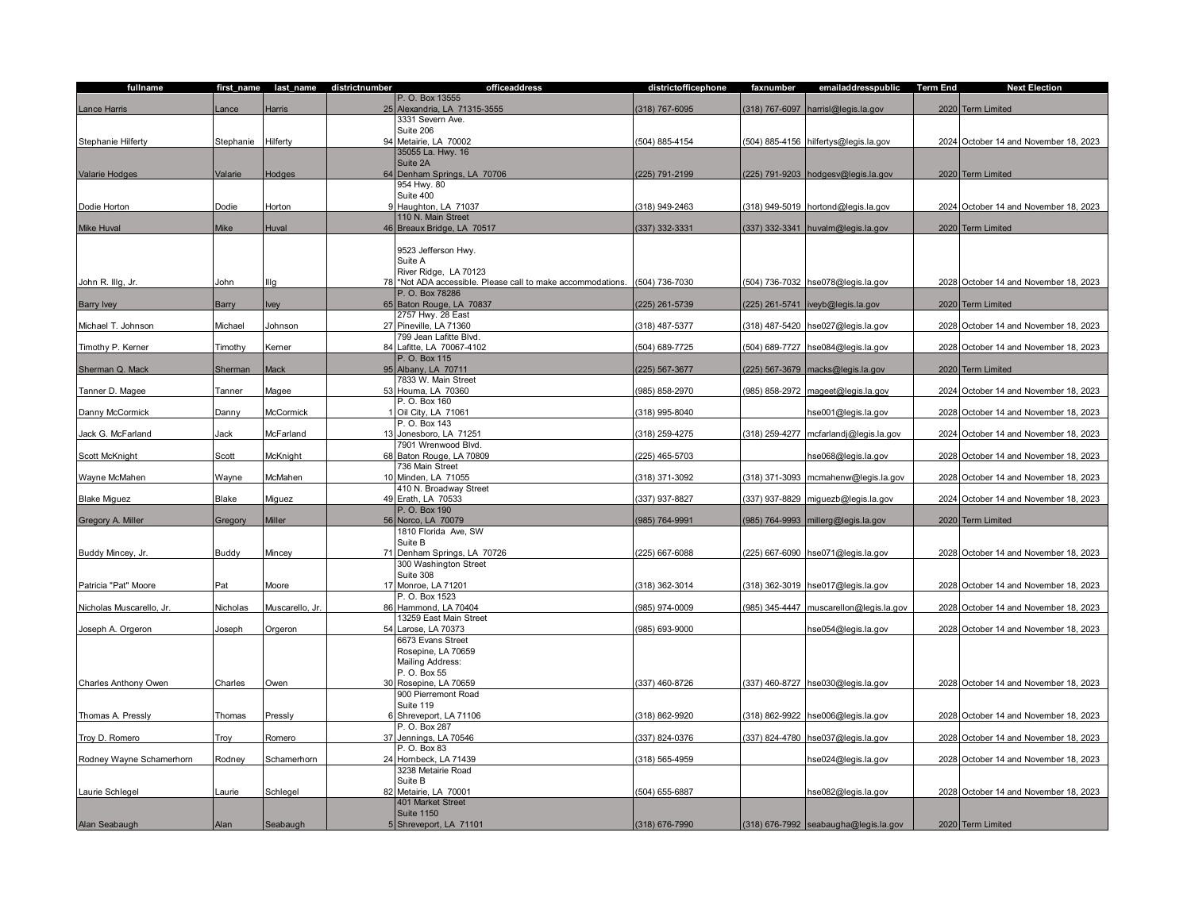| fullname | first_name | last_name | districtnumber | officeaddress | districtofficephone | faxnumber | emailaddresspublic | Term End | Next Election |
|---|---|---|---|---|---|---|---|---|---|
| Lance Harris | Lance | Harris | 25 | P. O. Box 13555<br>Alexandria, LA 71315-3555 | (318) 767-6095 | (318) 767-6097 | harrisl@legis.la.gov | 2020 | Term Limited |
| Stephanie Hilferty | Stephanie | Hilferty | 94 | 3331 Severn Ave.<br>Suite 206<br>Metairie, LA 70002 | (504) 885-4154 | (504) 885-4156 | hilfertys@legis.la.gov | 2024 | October 14 and November 18, 2023 |
| Valarie Hodges | Valarie | Hodges | 64 | 35055 La. Hwy. 16<br>Suite 2A<br>Denham Springs, LA 70706 | (225) 791-2199 | (225) 791-9203 | hodgesv@legis.la.gov | 2020 | Term Limited |
| Dodie Horton | Dodie | Horton | 9 | 954 Hwy. 80<br>Suite 400<br>Haughton, LA 71037 | (318) 949-2463 | (318) 949-5019 | hortond@legis.la.gov | 2024 | October 14 and November 18, 2023 |
| Mike Huval | Mike | Huval | 46 | 110 N. Main Street<br>Breaux Bridge, LA 70517 | (337) 332-3331 | (337) 332-3341 | huvalm@legis.la.gov | 2020 | Term Limited |
| John R. Illg, Jr. | John | Illg | 78 | 9523 Jefferson Hwy.<br>Suite A<br>River Ridge, LA 70123<br>*Not ADA accessible. Please call to make accommodations. | (504) 736-7030 | (504) 736-7032 | hse078@legis.la.gov | 2028 | October 14 and November 18, 2023 |
| Barry Ivey | Barry | Ivey | 65 | P. O. Box 78286<br>Baton Rouge, LA 70837 | (225) 261-5739 | (225) 261-5741 | iveyb@legis.la.gov | 2020 | Term Limited |
| Michael T. Johnson | Michael | Johnson | 27 | 2757 Hwy. 28 East<br>Pineville, LA 71360 | (318) 487-5377 | (318) 487-5420 | hse027@legis.la.gov | 2028 | October 14 and November 18, 2023 |
| Timothy P. Kerner | Timothy | Kerner | 84 | 799 Jean Lafitte Blvd.<br>Lafitte, LA 70067-4102 | (504) 689-7725 | (504) 689-7727 | hse084@legis.la.gov | 2028 | October 14 and November 18, 2023 |
| Sherman Q. Mack | Sherman | Mack | 95 | P. O. Box 115<br>Albany, LA 70711 | (225) 567-3677 | (225) 567-3679 | macks@legis.la.gov | 2020 | Term Limited |
| Tanner D. Magee | Tanner | Magee | 53 | 7833 W. Main Street<br>Houma, LA 70360 | (985) 858-2970 | (985) 858-2972 | mageet@legis.la.gov | 2024 | October 14 and November 18, 2023 |
| Danny McCormick | Danny | McCormick | 1 | P. O. Box 160<br>Oil City, LA 71061 | (318) 995-8040 | | hse001@legis.la.gov | 2028 | October 14 and November 18, 2023 |
| Jack G. McFarland | Jack | McFarland | 13 | P. O. Box 143<br>Jonesboro, LA 71251 | (318) 259-4275 | (318) 259-4277 | mcfarlandj@legis.la.gov | 2024 | October 14 and November 18, 2023 |
| Scott McKnight | Scott | McKnight | 68 | 7901 Wrenwood Blvd.<br>Baton Rouge, LA 70809 | (225) 465-5703 | | hse068@legis.la.gov | 2028 | October 14 and November 18, 2023 |
| Wayne McMahen | Wayne | McMahen | 10 | 736 Main Street<br>Minden, LA 71055 | (318) 371-3092 | (318) 371-3093 | mcmahenw@legis.la.gov | 2028 | October 14 and November 18, 2023 |
| Blake Miguez | Blake | Miguez | 49 | 410 N. Broadway Street<br>Erath, LA 70533 | (337) 937-8827 | (337) 937-8829 | miguezb@legis.la.gov | 2024 | October 14 and November 18, 2023 |
| Gregory A. Miller | Gregory | Miller | 56 | P. O. Box 190<br>Norco, LA 70079 | (985) 764-9991 | (985) 764-9993 | millerg@legis.la.gov | 2020 | Term Limited |
| Buddy Mincey, Jr. | Buddy | Mincey | 71 | 1810 Florida Ave, SW<br>Suite B<br>Denham Springs, LA 70726 | (225) 667-6088 | (225) 667-6090 | hse071@legis.la.gov | 2028 | October 14 and November 18, 2023 |
| Patricia "Pat" Moore | Pat | Moore | 17 | 300 Washington Street<br>Suite 308<br>Monroe, LA 71201 | (318) 362-3014 | (318) 362-3019 | hse017@legis.la.gov | 2028 | October 14 and November 18, 2023 |
| Nicholas Muscarello, Jr. | Nicholas | Muscarello, Jr. | 86 | P. O. Box 1523<br>Hammond, LA 70404 | (985) 974-0009 | (985) 345-4447 | muscarellon@legis.la.gov | 2028 | October 14 and November 18, 2023 |
| Joseph A. Orgeron | Joseph | Orgeron | 54 | 13259 East Main Street<br>Larose, LA 70373 | (985) 693-9000 | | hse054@legis.la.gov | 2028 | October 14 and November 18, 2023 |
| Charles Anthony Owen | Charles | Owen | 30 | 6673 Evans Street<br>Rosepine, LA 70659<br>Mailing Address:<br>P. O. Box 55<br>Rosepine, LA 70659 | (337) 460-8726 | (337) 460-8727 | hse030@legis.la.gov | 2028 | October 14 and November 18, 2023 |
| Thomas A. Pressly | Thomas | Pressly | 6 | 900 Pierremont Road<br>Suite 119<br>Shreveport, LA 71106 | (318) 862-9920 | (318) 862-9922 | hse006@legis.la.gov | 2028 | October 14 and November 18, 2023 |
| Troy D. Romero | Troy | Romero | 37 | P. O. Box 287<br>Jennings, LA 70546 | (337) 824-0376 | (337) 824-4780 | hse037@legis.la.gov | 2028 | October 14 and November 18, 2023 |
| Rodney Wayne Schamerhorn | Rodney | Schamerhorn | 24 | P. O. Box 83<br>Hornbeck, LA 71439 | (318) 565-4959 | | hse024@legis.la.gov | 2028 | October 14 and November 18, 2023 |
| Laurie Schlegel | Laurie | Schlegel | 82 | 3238 Metairie Road<br>Suite B<br>Metairie, LA 70001 | (504) 655-6887 | | hse082@legis.la.gov | 2028 | October 14 and November 18, 2023 |
| Alan Seabaugh | Alan | Seabaugh | 5 | 401 Market Street<br>Suite 1150<br>Shreveport, LA 71101 | (318) 676-7990 | (318) 676-7992 | seabaugha@legis.la.gov | 2020 | Term Limited |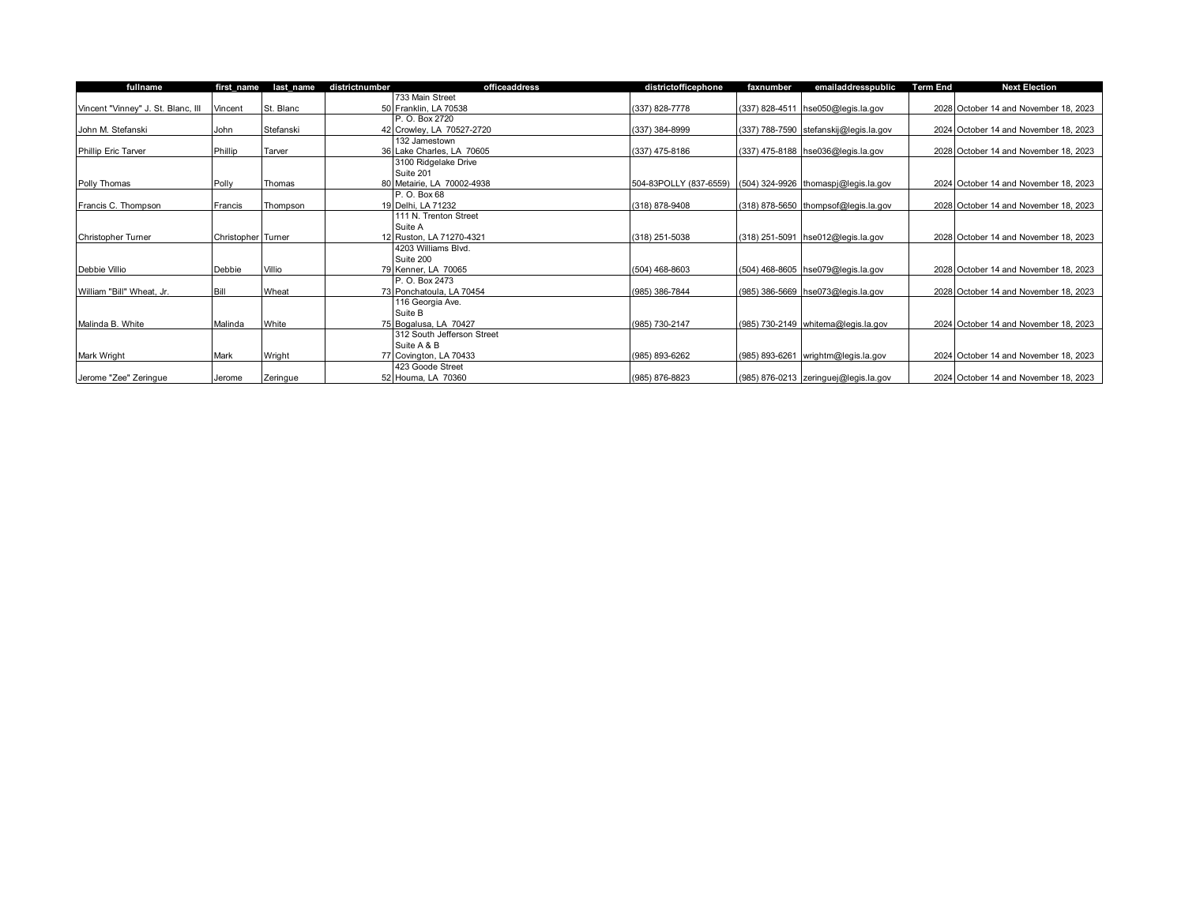| fullname | first_name | last_name | districtnumber | officeaddress | districtofficephone | faxnumber | emailaddresspublic | Term End | Next Election |
|---|---|---|---|---|---|---|---|---|---|
| Vincent "Vinney" J. St. Blanc, III | Vincent | St. Blanc | 50 | 733 Main Street Franklin, LA 70538 | (337) 828-7778 | (337) 828-4511 | hse050@legis.la.gov | 2028 | October 14 and November 18, 2023 |
| John M. Stefanski | John | Stefanski | 42 | P. O. Box 2720 Crowley, LA 70527-2720 | (337) 384-8999 | (337) 788-7590 | stefanskij@legis.la.gov | 2024 | October 14 and November 18, 2023 |
| Phillip Eric Tarver | Phillip | Tarver | 36 | 132 Jamestown Lake Charles, LA 70605 | (337) 475-8186 | (337) 475-8188 | hse036@legis.la.gov | 2028 | October 14 and November 18, 2023 |
| Polly Thomas | Polly | Thomas | 80 | 3100 Ridgelake Drive Suite 201 Metairie, LA 70002-4938 | 504-83POLLY (837-6559) | (504) 324-9926 | thomaspj@legis.la.gov | 2024 | October 14 and November 18, 2023 |
| Francis C. Thompson | Francis | Thompson | 19 | P. O. Box 68 Delhi, LA 71232 | (318) 878-9408 | (318) 878-5650 | thompsof@legis.la.gov | 2028 | October 14 and November 18, 2023 |
| Christopher Turner | Christopher | Turner | 12 | 111 N. Trenton Street Suite A Ruston, LA 71270-4321 | (318) 251-5038 | (318) 251-5091 | hse012@legis.la.gov | 2028 | October 14 and November 18, 2023 |
| Debbie Villio | Debbie | Villio | 79 | 4203 Williams Blvd. Suite 200 Kenner, LA 70065 | (504) 468-8603 | (504) 468-8605 | hse079@legis.la.gov | 2028 | October 14 and November 18, 2023 |
| William "Bill" Wheat, Jr. | Bill | Wheat | 73 | P. O. Box 2473 Ponchatoula, LA 70454 | (985) 386-7844 | (985) 386-5669 | hse073@legis.la.gov | 2028 | October 14 and November 18, 2023 |
| Malinda B. White | Malinda | White | 75 | 116 Georgia Ave. Suite B Bogalusa, LA 70427 | (985) 730-2147 | (985) 730-2149 | whitema@legis.la.gov | 2024 | October 14 and November 18, 2023 |
| Mark Wright | Mark | Wright | 77 | 312 South Jefferson Street Suite A & B Covington, LA 70433 | (985) 893-6262 | (985) 893-6261 | wrightm@legis.la.gov | 2024 | October 14 and November 18, 2023 |
| Jerome "Zee" Zeringue | Jerome | Zeringue | 52 | 423 Goode Street Houma, LA 70360 | (985) 876-8823 | (985) 876-0213 | zeringuej@legis.la.gov | 2024 | October 14 and November 18, 2023 |